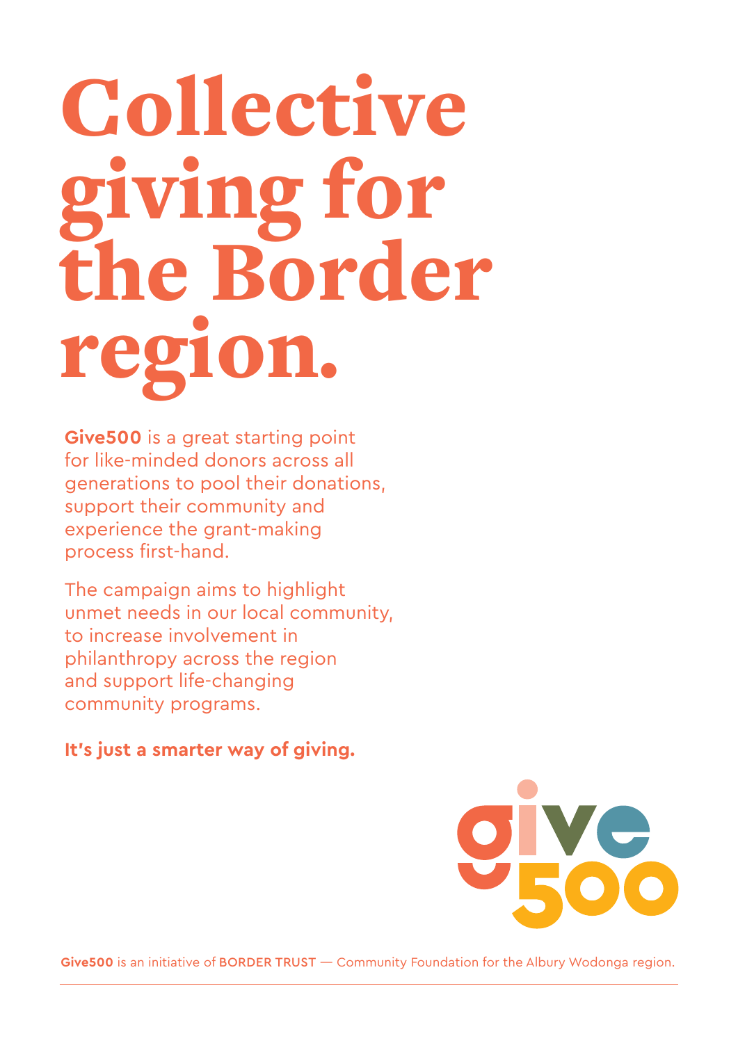# Collective giving for the Border region.

**Give500** is a great starting point for like-minded donors across all generations to pool their donations, support their community and experience the grant-making process first-hand.

The campaign aims to highlight unmet needs in our local community, to increase involvement in philanthropy across the region and support life-changing community programs.

**It's just a smarter way of giving.**

give500

**Give500** is an initiative of BORDER TRUST — Community Foundation for the Albury Wodonga region.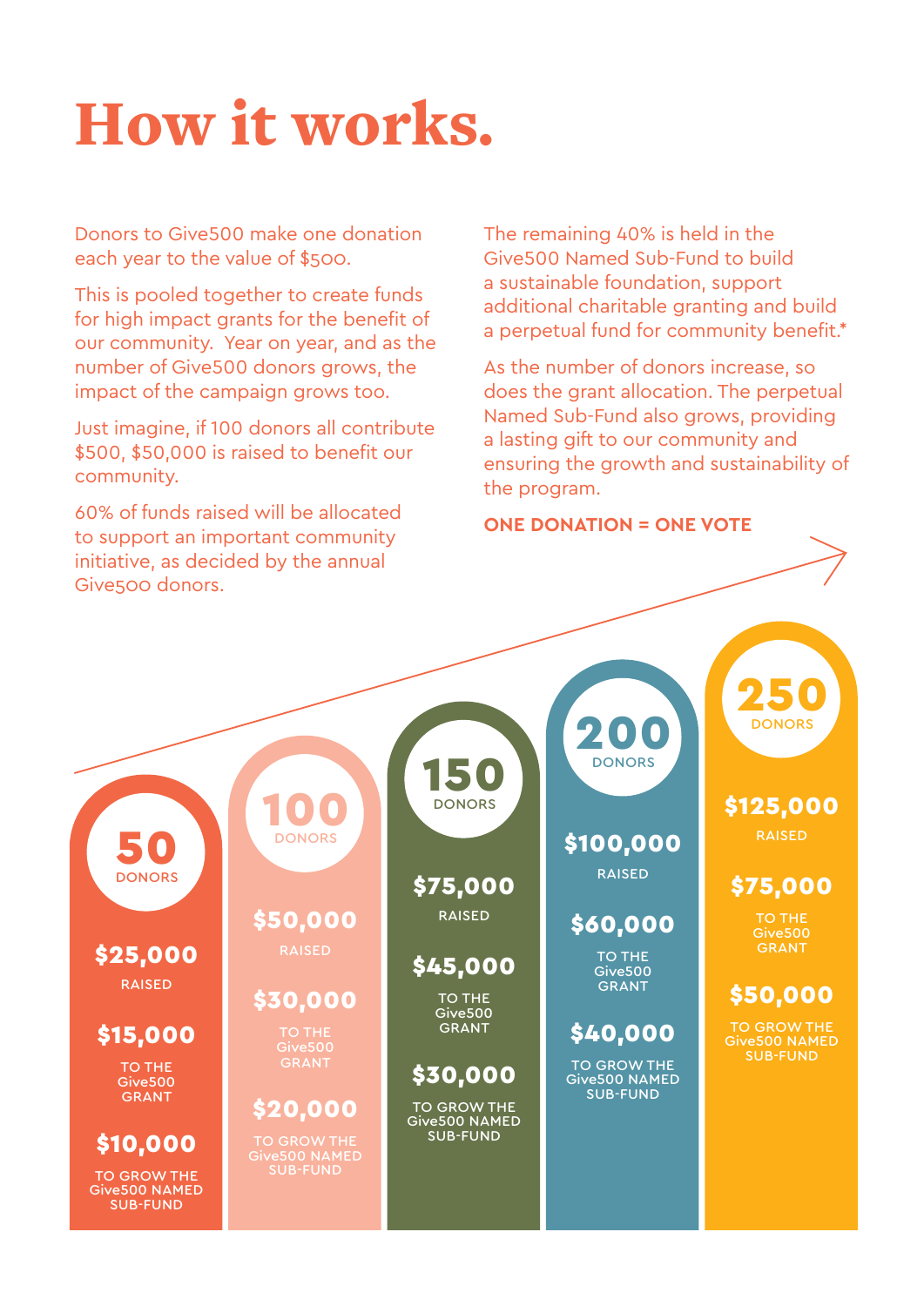# How it works.

Donors to Give500 make one donation each year to the value of $500.

This is pooled together to create funds for high impact grants for the benefit of our community. Year on year, and as the number of Give500 donors grows, the impact of the campaign grows too.

Just imagine, if 100 donors all contribute $500, $50,000 is raised to benefit our community.

60% of funds raised will be allocated to support an important community initiative, as decided by the annual Give500 donors.

The remaining 40% is held in the Give500 Named Sub-Fund to build a sustainable foundation, support additional charitable granting and build a perpetual fund for community benefit.*

As the number of donors increase, so does the grant allocation. The perpetual Named Sub-Fund also grows, providing a lasting gift to our community and ensuring the growth and sustainability of the program.

**ONE DONATION = ONE VOTE**

| Donors | Raised | To the Give500 Grant | To grow the Give500 Named Sub-Fund |
|---|---|---|---|
| 50 DONORS | $25,000 | $15,000 | $10,000 |
| 100 DONORS | $50,000 | $30,000 | $20,000 |
| 150 DONORS | $75,000 | $45,000 | $30,000 |
| 200 DONORS | $100,000 | $60,000 | $40,000 |
| 250 DONORS | $125,000 | $75,000 | $50,000 |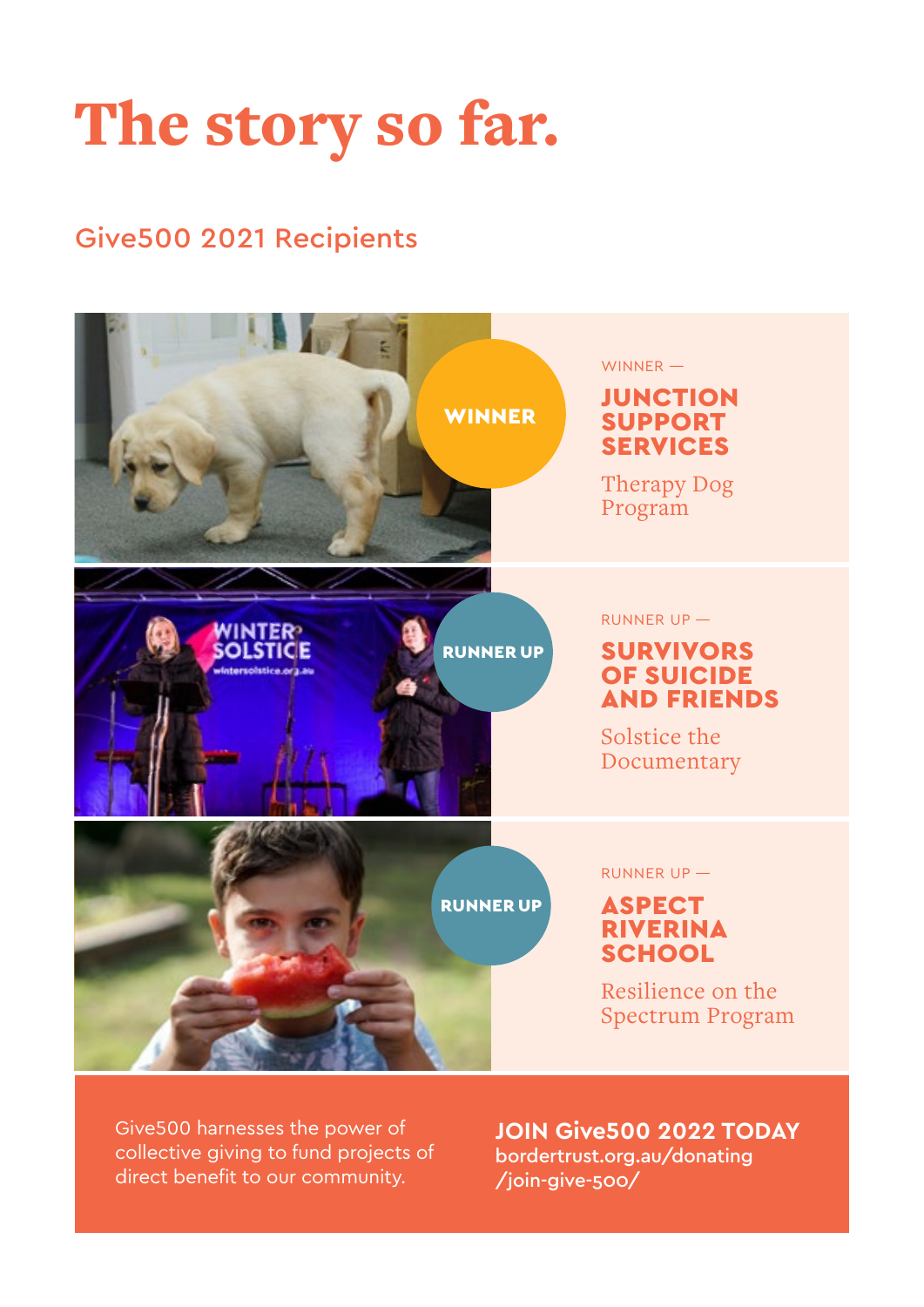# The story so far.

## Give500 2021 Recipients

WINNER

WINNER —

### JUNCTION SUPPORT SERVICES

Therapy Dog Program

RUNNER UP

RUNNER UP —

### SURVIVORS OF SUICIDE AND FRIENDS

Solstice the Documentary

RUNNER UP

RUNNER UP —

### ASPECT RIVERINA SCHOOL

Resilience on the Spectrum Program

Give500 harnesses the power of collective giving to fund projects of direct benefit to our community.

**JOIN Give500 2022 TODAY**
bordertrust.org.au/donating/join-give-500/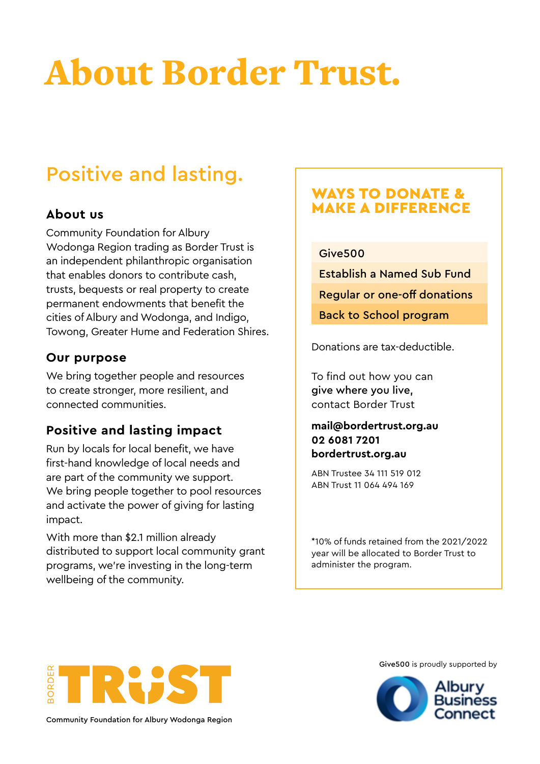# About Border Trust.

## Positive and lasting.

### About us

Community Foundation for Albury Wodonga Region trading as Border Trust is an independent philanthropic organisation that enables donors to contribute cash, trusts, bequests or real property to create permanent endowments that benefit the cities of Albury and Wodonga, and Indigo, Towong, Greater Hume and Federation Shires.

### Our purpose

We bring together people and resources to create stronger, more resilient, and connected communities.

### Positive and lasting impact

Run by locals for local benefit, we have first-hand knowledge of local needs and are part of the community we support. We bring people together to pool resources and activate the power of giving for lasting impact.

With more than $2.1 million already distributed to support local community grant programs, we're investing in the long-term wellbeing of the community.

### WAYS TO DONATE & MAKE A DIFFERENCE

- Give500
- Establish a Named Sub Fund
- Regular or one-off donations
- Back to School program

Donations are tax-deductible.

To find out how you can **give where you live,** contact Border Trust

**mail@bordertrust.org.au**
**02 6081 7201**
**bordertrust.org.au**

ABN Trustee 34 111 519 012
ABN Trust 11 064 494 169

*10% of funds retained from the 2021/2022 year will be allocated to Border Trust to administer the program.

BORDER TRUST
Community Foundation for Albury Wodonga Region

**Give500** is proudly supported by

Albury Business Connect